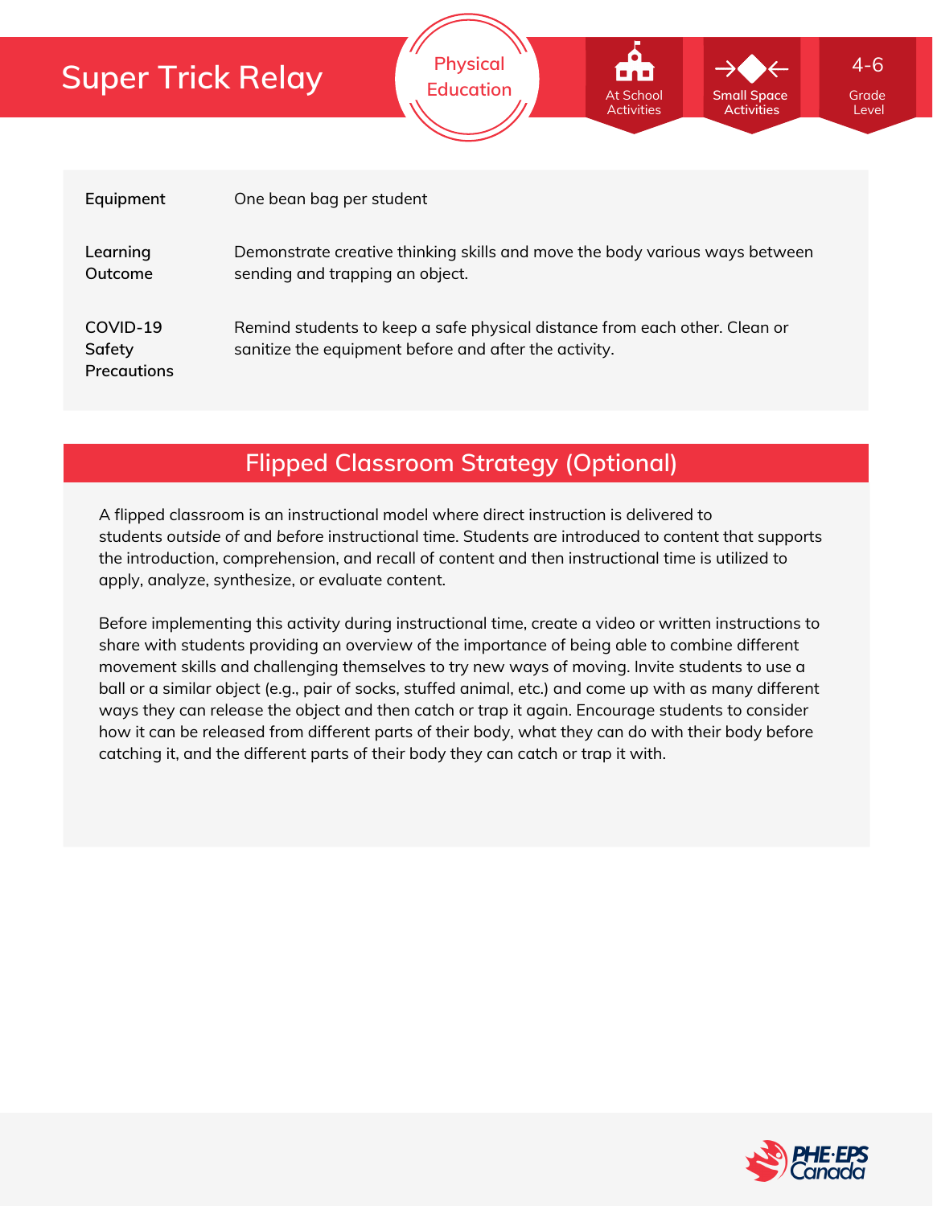# Super Trick Relay

Physical Education

At School Activities | Small Space Activities | 4-6 Grade Level

| | |
|---|---|
| **Equipment** | One bean bag per student |
| **Learning Outcome** | Demonstrate creative thinking skills and move the body various ways between sending and trapping an object. |
| **COVID-19 Safety Precautions** | Remind students to keep a safe physical distance from each other. Clean or sanitize the equipment before and after the activity. |

## Flipped Classroom Strategy (Optional)

A flipped classroom is an instructional model where direct instruction is delivered to students *outside* of and *before* instructional time. Students are introduced to content that supports the introduction, comprehension, and recall of content and then instructional time is utilized to apply, analyze, synthesize, or evaluate content.

Before implementing this activity during instructional time, create a video or written instructions to share with students providing an overview of the importance of being able to combine different movement skills and challenging themselves to try new ways of moving. Invite students to use a ball or a similar object (e.g., pair of socks, stuffed animal, etc.) and come up with as many different ways they can release the object and then catch or trap it again. Encourage students to consider how it can be released from different parts of their body, what they can do with their body before catching it, and the different parts of their body they can catch or trap it with.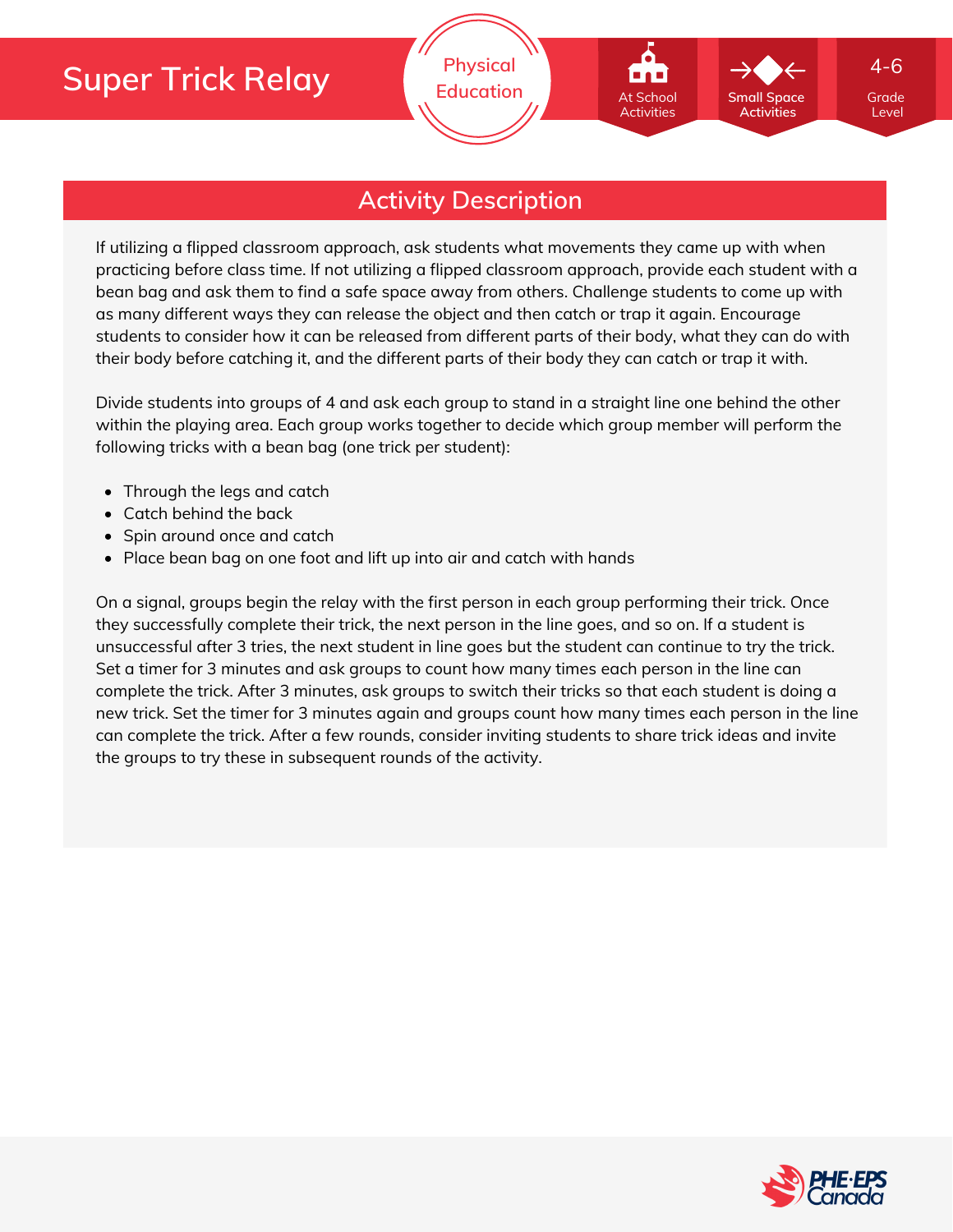# Super Trick Relay

Physical Education

At School Activities | Small Space Activities | 4-6 Grade Level

## Activity Description

If utilizing a flipped classroom approach, ask students what movements they came up with when practicing before class time. If not utilizing a flipped classroom approach, provide each student with a bean bag and ask them to find a safe space away from others. Challenge students to come up with as many different ways they can release the object and then catch or trap it again. Encourage students to consider how it can be released from different parts of their body, what they can do with their body before catching it, and the different parts of their body they can catch or trap it with.

Divide students into groups of 4 and ask each group to stand in a straight line one behind the other within the playing area. Each group works together to decide which group member will perform the following tricks with a bean bag (one trick per student):

- Through the legs and catch
- Catch behind the back
- Spin around once and catch
- Place bean bag on one foot and lift up into air and catch with hands

On a signal, groups begin the relay with the first person in each group performing their trick. Once they successfully complete their trick, the next person in the line goes, and so on. If a student is unsuccessful after 3 tries, the next student in line goes but the student can continue to try the trick. Set a timer for 3 minutes and ask groups to count how many times each person in the line can complete the trick. After 3 minutes, ask groups to switch their tricks so that each student is doing a new trick. Set the timer for 3 minutes again and groups count how many times each person in the line can complete the trick. After a few rounds, consider inviting students to share trick ideas and invite the groups to try these in subsequent rounds of the activity.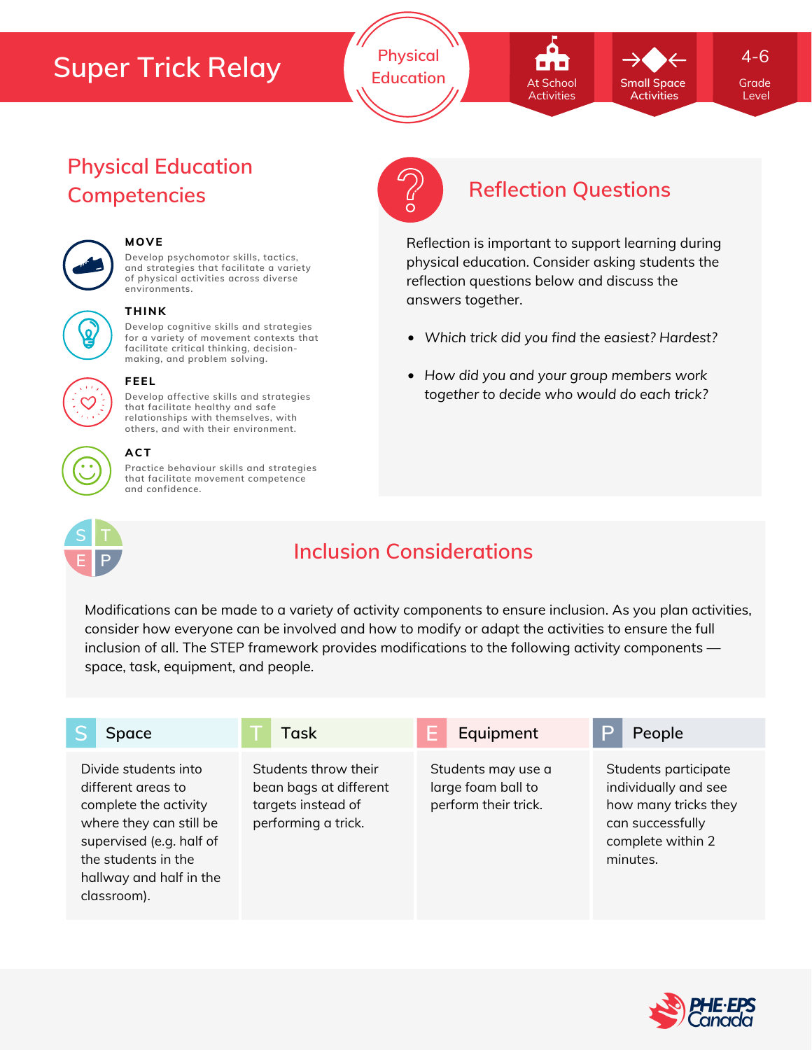# Super Trick Relay

Physical Education

At School Activities

Small Space Activities

4-6 Grade Level

## Physical Education Competencies

**MOVE**
Develop psychomotor skills, tactics, and strategies that facilitate a variety of physical activities across diverse environments.

**THINK**
Develop cognitive skills and strategies for a variety of movement contexts that facilitate critical thinking, decision-making, and problem solving.

**FEEL**
Develop affective skills and strategies that facilitate healthy and safe relationships with themselves, with others, and with their environment.

**ACT**
Practice behaviour skills and strategies that facilitate movement competence and confidence.

## Reflection Questions

Reflection is important to support learning during physical education. Consider asking students the reflection questions below and discuss the answers together.

- *Which trick did you find the easiest? Hardest?*
- *How did you and your group members work together to decide who would do each trick?*

## Inclusion Considerations

Modifications can be made to a variety of activity components to ensure inclusion. As you plan activities, consider how everyone can be involved and how to modify or adapt the activities to ensure the full inclusion of all. The STEP framework provides modifications to the following activity components — space, task, equipment, and people.

| S Space | T Task | E Equipment | P People |
|---|---|---|---|
| Divide students into different areas to complete the activity where they can still be supervised (e.g. half of the students in the hallway and half in the classroom). | Students throw their bean bags at different targets instead of performing a trick. | Students may use a large foam ball to perform their trick. | Students participate individually and see how many tricks they can successfully complete within 2 minutes. |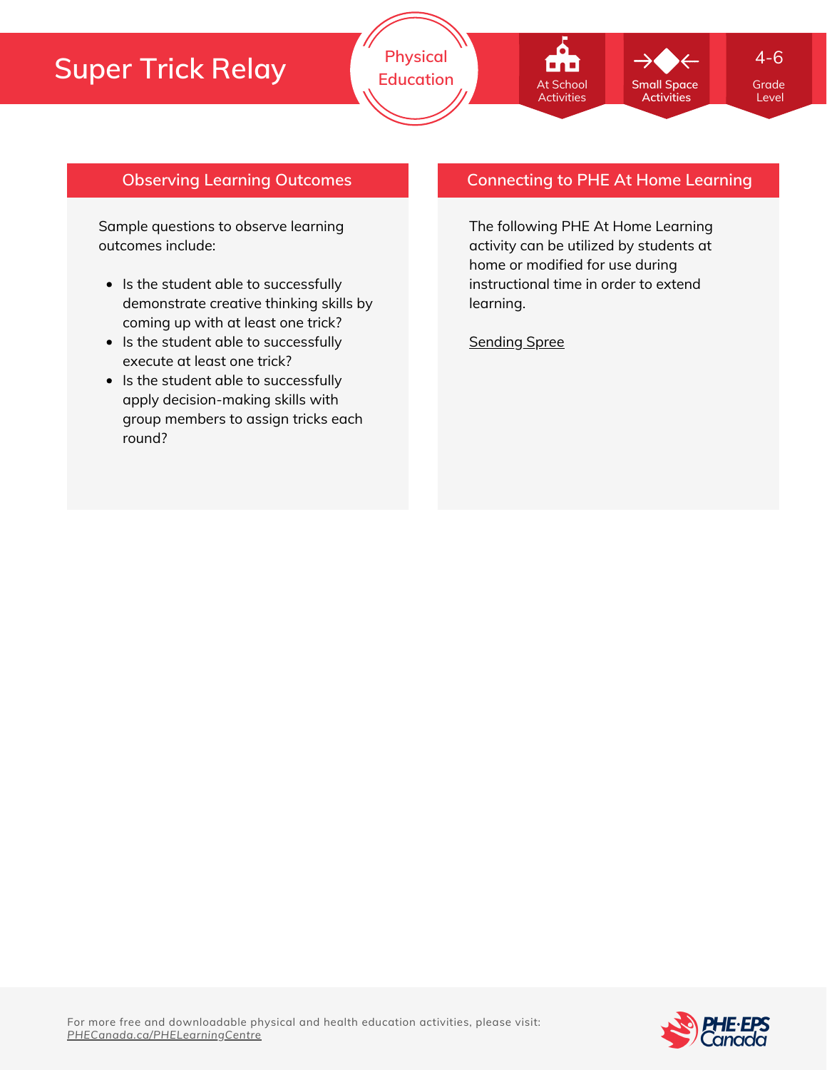# Super Trick Relay

Physical Education

At School Activities

Small Space Activities

4-6 Grade Level

## Observing Learning Outcomes

Sample questions to observe learning outcomes include:

- Is the student able to successfully demonstrate creative thinking skills by coming up with at least one trick?
- Is the student able to successfully execute at least one trick?
- Is the student able to successfully apply decision-making skills with group members to assign tricks each round?

## Connecting to PHE At Home Learning

The following PHE At Home Learning activity can be utilized by students at home or modified for use during instructional time in order to extend learning.

Sending Spree

For more free and downloadable physical and health education activities, please visit: PHECanada.ca/PHELearningCentre